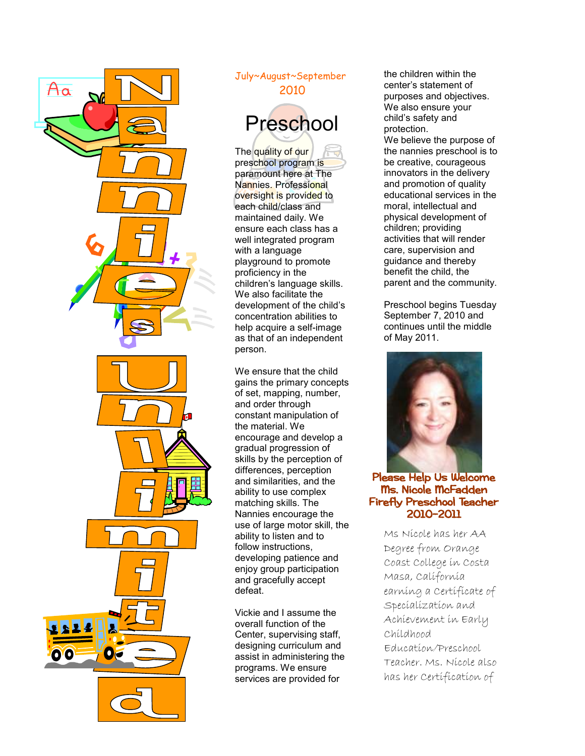# Nannies Unlimited

July~August~September 2010

## Preschool

The quality of our preschool program is paramount here at The Nannies. Professional oversight is provided to each child/class and maintained daily. We ensure each class has a well integrated program with a language playground to promote proficiency in the children's language skills. We also facilitate the development of the child's concentration abilities to help acquire a self-image as that of an independent person.

We ensure that the child gains the primary concepts of set, mapping, number, and order through constant manipulation of the material. We encourage and develop a gradual progression of skills by the perception of differences, perception and similarities, and the ability to use complex matching skills. The Nannies encourage the use of large motor skill, the ability to listen and to follow instructions, developing patience and enjoy group participation and gracefully accept defeat.

Vickie and I assume the overall function of the Center, supervising staff, designing curriculum and assist in administering the programs. We ensure services are provided for the children within the center's statement of purposes and objectives. We also ensure your child's safety and protection.

We believe the purpose of the nannies preschool is to be creative, courageous innovators in the delivery and promotion of quality educational services in the moral, intellectual and physical development of children; providing activities that will render care, supervision and guidance and thereby benefit the child, the parent and the community.

Preschool begins Tuesday September 7, 2010 and continues until the middle of May 2011.

**Please Help Us Welcome Ms. Nicole McFadden Firefly Preschool Teacher 2010-2011**

Ms Nicole has her AA Degree from Orange Coast College in Costa Masa, California earning a Certificate of Specialization and Achievement in Early Childhood Education/Preschool Teacher. Ms. Nicole also has her Certification of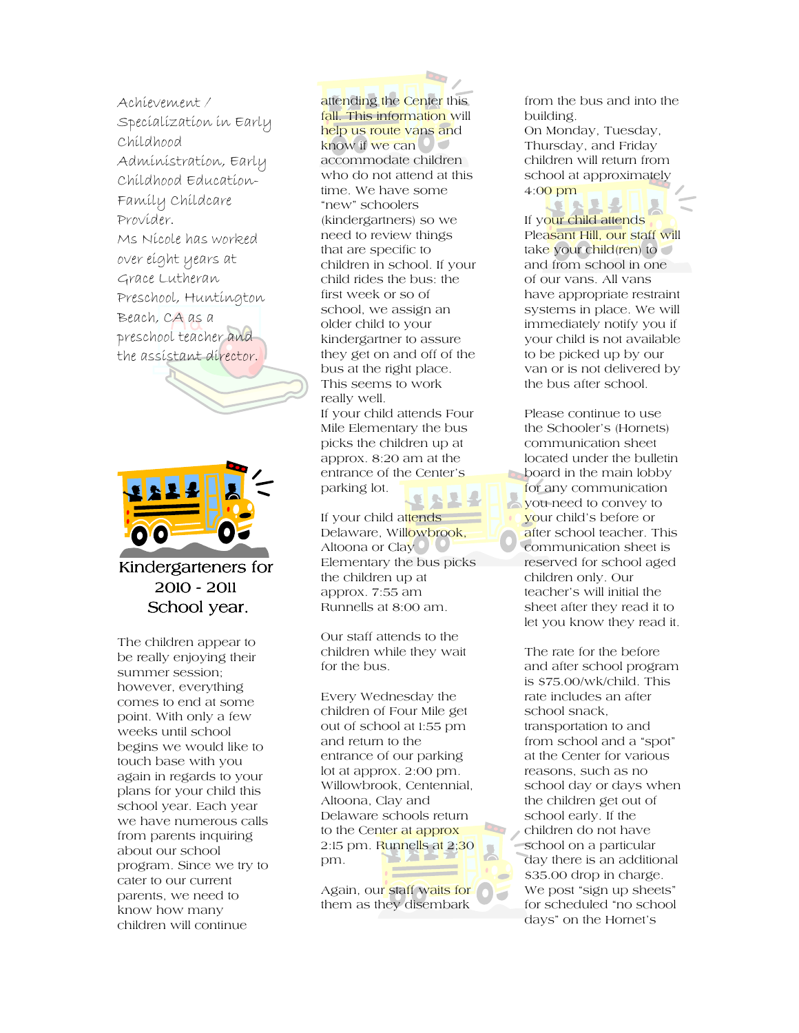Achievement / Specialization in Early Childhood Administration, Early Childhood Education-Family Childcare Provider.

Ms Nicole has worked over eight years at Grace Lutheran Preschool, Huntington Beach, CA as a preschool teacher and the assistant director.

## Kindergarteners for 2010 - 2011 School year.

The children appear to be really enjoying their summer session; however, everything comes to end at some point. With only a few weeks until school begins we would like to touch base with you again in regards to your plans for your child this school year. Each year we have numerous calls from parents inquiring about our school program. Since we try to cater to our current parents, we need to know how many children will continue attending the Center this fall. This information will help us route vans and know if we can accommodate children who do not attend at this time. We have some "new" schoolers (kindergartners) so we need to review things that are specific to children in school. If your child rides the bus: the first week or so of school, we assign an older child to your kindergartner to assure they get on and off of the bus at the right place. This seems to work really well.

If your child attends Four Mile Elementary the bus picks the children up at approx. 8:20 am at the entrance of the Center's parking lot.

If your child attends Delaware, Willowbrook, Altoona or Clay Elementary the bus picks the children up at approx. 7:55 am Runnells at 8:00 am.

Our staff attends to the children while they wait for the bus.

Every Wednesday the children of Four Mile get out of school at 1:55 pm and return to the entrance of our parking lot at approx. 2:00 pm. Willowbrook, Centennial, Altoona, Clay and Delaware schools return to the Center at approx 2:15 pm. Runnells at 2:30 pm.

Again, our staff waits for them as they disembark from the bus and into the building.

On Monday, Tuesday, Thursday, and Friday children will return from school at approximately 4:00 pm

If your child attends Pleasant Hill, our staff will take your child(ren) to and from school in one of our vans. All vans have appropriate restraint systems in place. We will immediately notify you if your child is not available to be picked up by our van or is not delivered by the bus after school.

Please continue to use the Schooler's (Hornets) communication sheet located under the bulletin board in the main lobby for any communication you need to convey to your child's before or after school teacher. This communication sheet is reserved for school aged children only. Our teacher's will initial the sheet after they read it to let you know they read it.

The rate for the before and after school program is $75.00/wk/child. This rate includes an after school snack, transportation to and from school and a "spot" at the Center for various reasons, such as no school day or days when the children get out of school early. If the children do not have school on a particular day there is an additional $35.00 drop in charge. We post "sign up sheets" for scheduled "no school days" on the Hornet's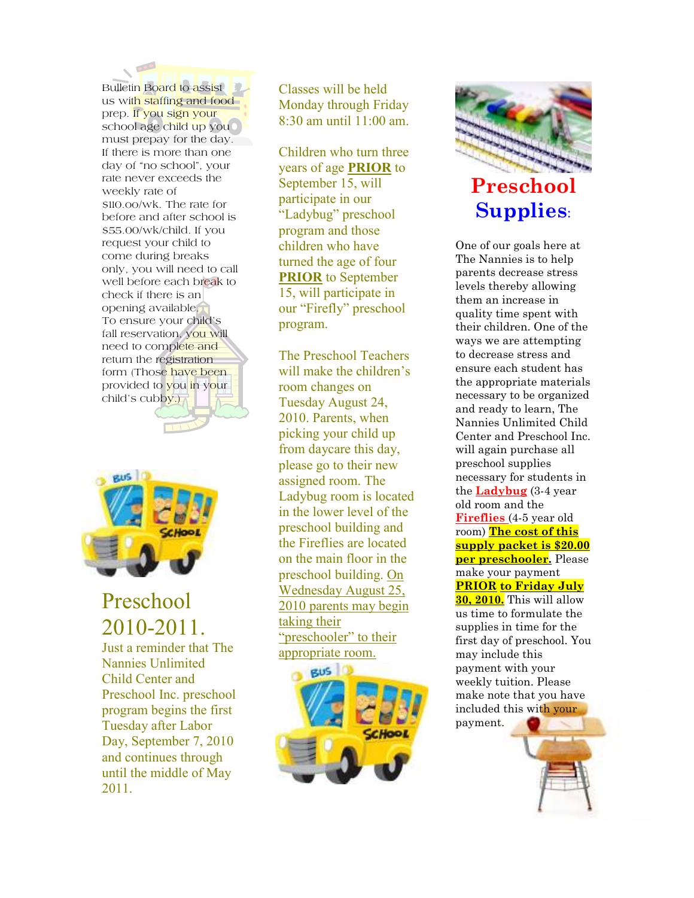Bulletin Board to assist us with staffing and food prep. If you sign your school age child up you must prepay for the day. If there is more than one day of "no school", your rate never exceeds the weekly rate of $110.00/wk. The rate for before and after school is $55.00/wk/child. If you request your child to come during breaks only, you will need to call well before each break to check if there is an opening available. To ensure your child's fall reservation, you will need to complete and return the registration form (Those have been provided to you in your child's cubby.)

# Preschool 2010-2011.

Just a reminder that The Nannies Unlimited Child Center and Preschool Inc. preschool program begins the first Tuesday after Labor Day, September 7, 2010 and continues through until the middle of May 2011.

Classes will be held Monday through Friday 8:30 am until 11:00 am.

Children who turn three years of age **PRIOR** to September 15, will participate in our "Ladybug" preschool program and those children who have turned the age of four **PRIOR** to September 15, will participate in our "Firefly" preschool program.

The Preschool Teachers will make the children's room changes on Tuesday August 24, 2010. Parents, when picking your child up from daycare this day, please go to their new assigned room. The Ladybug room is located in the lower level of the preschool building and the Fireflies are located on the main floor in the preschool building. On Wednesday August 25, 2010 parents may begin taking their "preschooler" to their appropriate room.

# Preschool Supplies:

One of our goals here at The Nannies is to help parents decrease stress levels thereby allowing them an increase in quality time spent with their children. One of the ways we are attempting to decrease stress and ensure each student has the appropriate materials necessary to be organized and ready to learn, The Nannies Unlimited Child Center and Preschool Inc. will again purchase all preschool supplies necessary for students in the **Ladybug** (3-4 year old room and the **Fireflies** (4-5 year old room) **The cost of this supply packet is $20.00 per preschooler.** Please make your payment **PRIOR to Friday July 30, 2010.** This will allow us time to formulate the supplies in time for the first day of preschool. You may include this payment with your weekly tuition. Please make note that you have included this with your payment.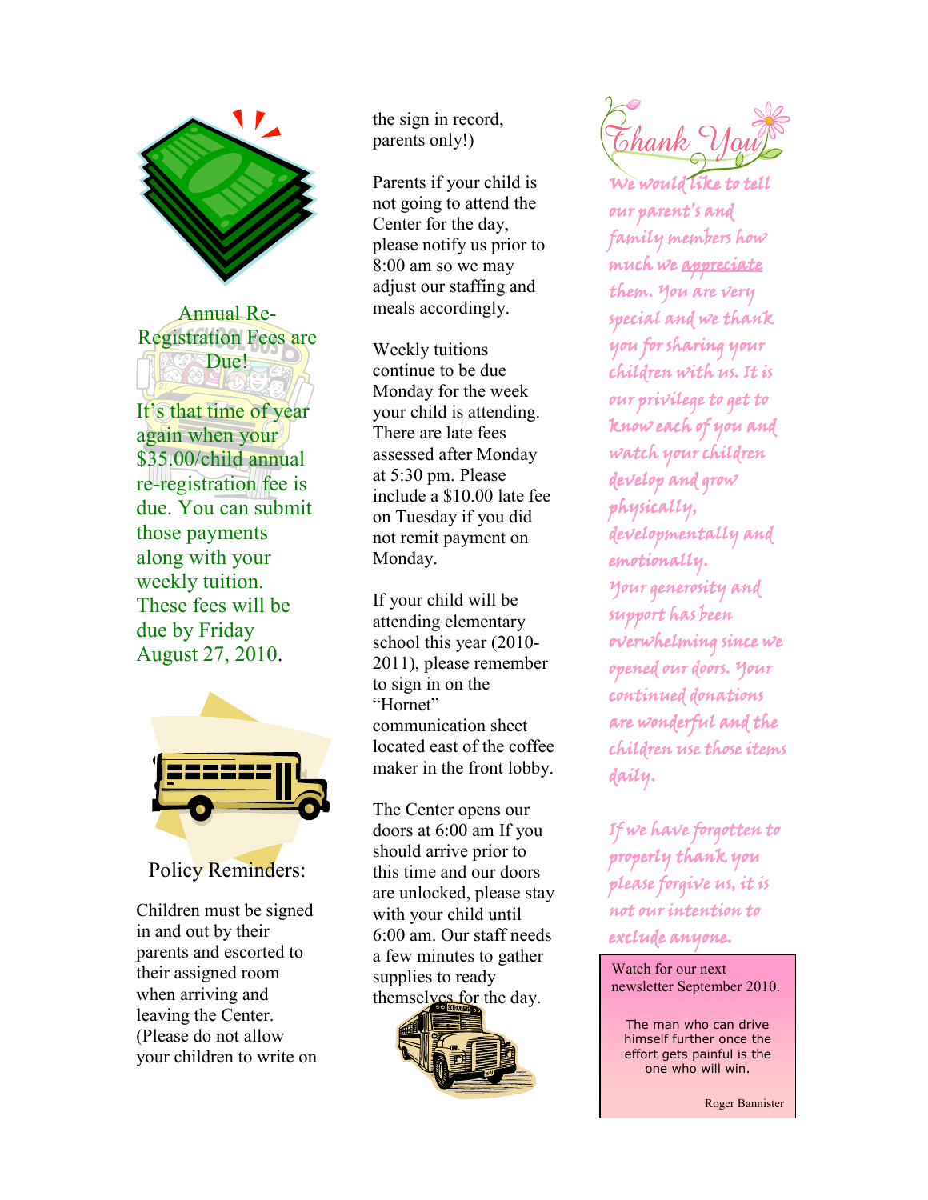## Annual Re-Registration Fees are Due!

It's that time of year again when your $35.00/child annual re-registration fee is due. You can submit those payments along with your weekly tuition. These fees will be due by Friday August 27, 2010.

## Policy Reminders:

Children must be signed in and out by their parents and escorted to their assigned room when arriving and leaving the Center. (Please do not allow your children to write on the sign in record, parents only!)

Parents if your child is not going to attend the Center for the day, please notify us prior to 8:00 am so we may adjust our staffing and meals accordingly.

Weekly tuitions continue to be due Monday for the week your child is attending. There are late fees assessed after Monday at 5:30 pm. Please include a $10.00 late fee on Tuesday if you did not remit payment on Monday.

If your child will be attending elementary school this year (2010-2011), please remember to sign in on the "Hornet" communication sheet located east of the coffee maker in the front lobby.

The Center opens our doors at 6:00 am If you should arrive prior to this time and our doors are unlocked, please stay with your child until 6:00 am. Our staff needs a few minutes to gather supplies to ready themselves for the day.

## Thank You

*We would like to tell our parent's and family members how much we appreciate them. You are very special and we thank you for sharing your children with us. It is our privilege to get to know each of you and watch your children develop and grow physically, developmentally and emotionally. Your generosity and support has been overwhelming since we opened our doors. Your continued donations are wonderful and the children use those items daily.*

*If we have forgotten to properly thank you please forgive us, it is not our intention to exclude anyone.*

Watch for our next newsletter September 2010.

The man who can drive himself further once the effort gets painful is the one who will win.

Roger Bannister